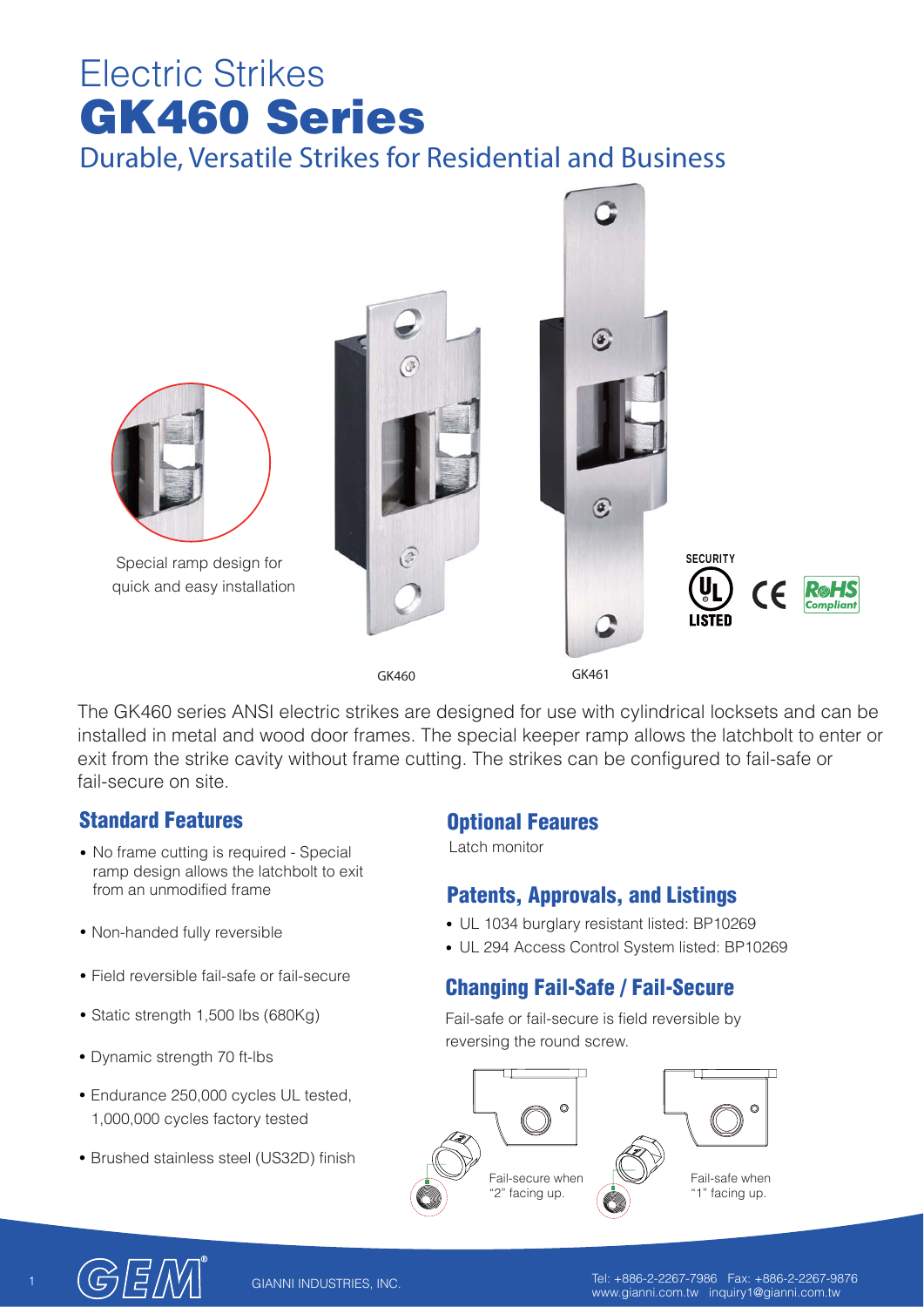# Electric Strikes
# GK460 Series
## Durable, Versatile Strikes for Residential and Business

Special ramp design for quick and easy installation

GK460

GK461

The GK460 series ANSI electric strikes are designed for use with cylindrical locksets and can be installed in metal and wood door frames. The special keeper ramp allows the latchbolt to enter or exit from the strike cavity without frame cutting. The strikes can be configured to fail-safe or fail-secure on site.

### Standard Features

- No frame cutting is required - Special ramp design allows the latchbolt to exit from an unmodified frame
- Non-handed fully reversible
- Field reversible fail-safe or fail-secure
- Static strength 1,500 lbs (680Kg)
- Dynamic strength 70 ft-lbs
- Endurance 250,000 cycles UL tested, 1,000,000 cycles factory tested
- Brushed stainless steel (US32D) finish

### Optional Feaures

Latch monitor

### Patents, Approvals, and Listings

- UL 1034 burglary resistant listed: BP10269
- UL 294 Access Control System listed: BP10269

### Changing Fail-Safe / Fail-Secure

Fail-safe or fail-secure is field reversible by reversing the round screw.

Fail-secure when "2" facing up.

Fail-safe when "1" facing up.

GIANNI INDUSTRIES, INC.

Tel: +886-2-2267-7986 Fax: +886-2-2267-9876
www.gianni.com.tw inquiry1@gianni.com.tw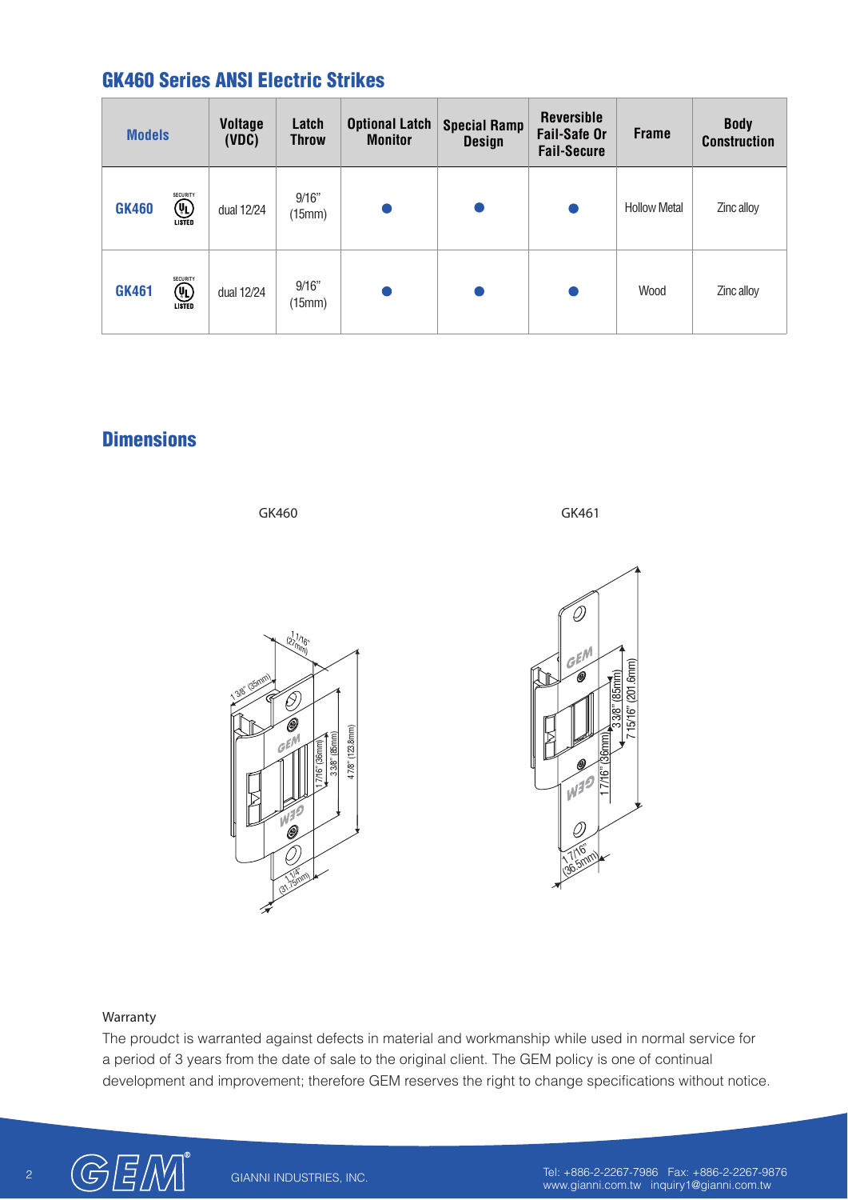## GK460 Series ANSI Electric Strikes

| Models | Voltage (VDC) | Latch Throw | Optional Latch Monitor | Special Ramp Design | Reversible Fail-Safe Or Fail-Secure | Frame | Body Construction |
|---|---|---|---|---|---|---|---|
| GK460 SECURITY UL LISTED | dual 12/24 | 9/16" (15mm) | ● | ● | ● | Hollow Metal | Zinc alloy |
| GK461 SECURITY UL LISTED | dual 12/24 | 9/16" (15mm) | ● | ● | ● | Wood | Zinc alloy |

## Dimensions

GK460

1 1/16" (27mm)
1 3/8" (35mm)
1 7/16" (36mm)
3 3/8" (85mm)
4 7/8" (123.8mm)
1 1/4" (31.75mm)

GK461

3 3/8" (85mm)
7 15/16" (201.6mm)
1 7/16" (36mm)
1 7/16" (36.5mm)

Warranty

The proudct is warranted against defects in material and workmanship while used in normal service for a period of 3 years from the date of sale to the original client. The GEM policy is one of continual development and improvement; therefore GEM reserves the right to change specifications without notice.

GIANNI INDUSTRIES, INC.

Tel: +886-2-2267-7986 Fax: +886-2-2267-9876
www.gianni.com.tw inquiry1@gianni.com.tw